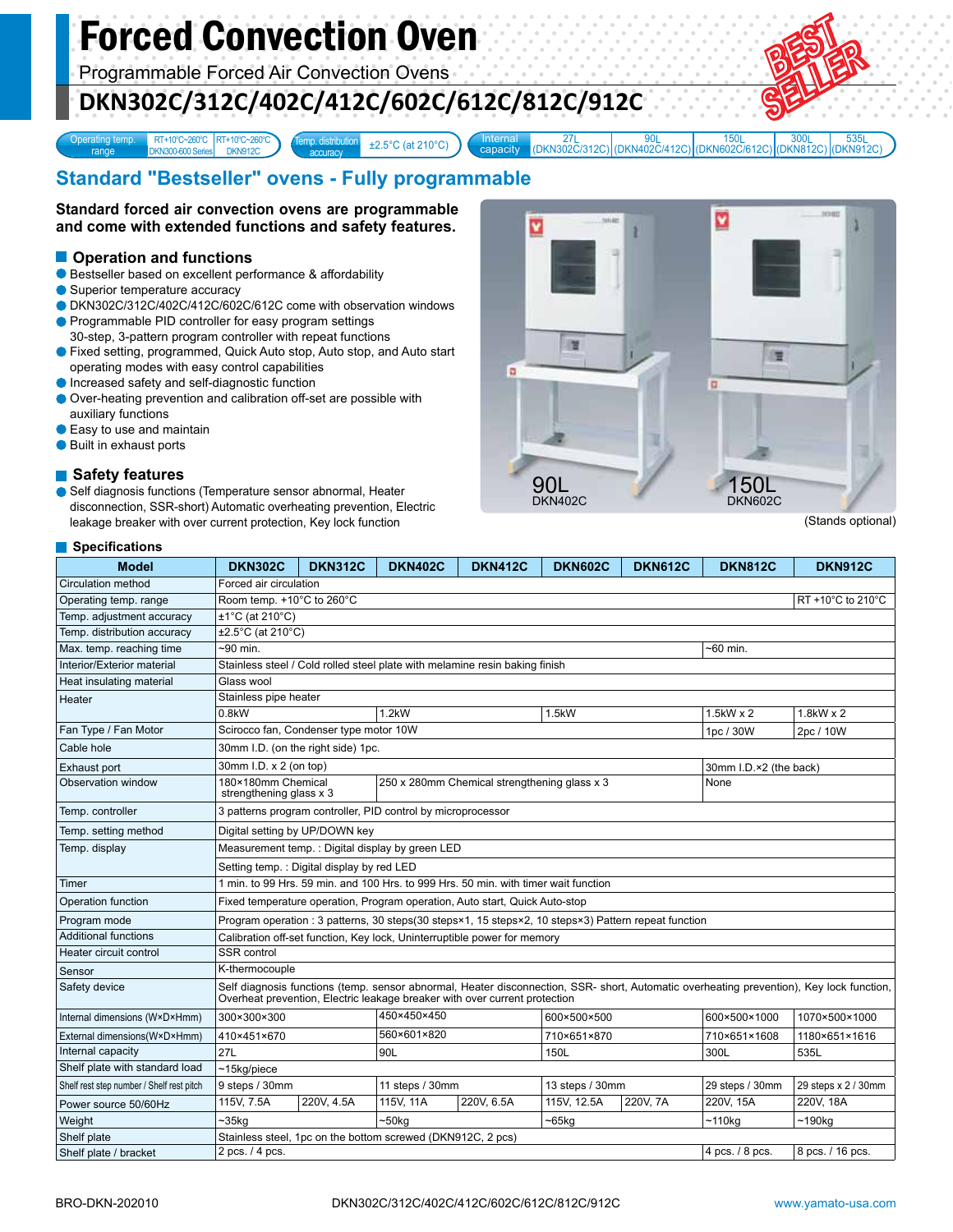# Forced Convection Oven

Programmable Forced Air Convection Ovens

## DKN302C/312C/402C/412C/602C/612C/812C/912C

BEST SELLER

| Operating temp. range | RT+10°C~260°C DKN300-600 Series | RT+10°C~260°C DKN912C |
|---|---|---|

| Temp. distribution accuracy | ±2.5°C (at 210°C) |
|---|---|

| Internal capacity | 27L (DKN302C/312C) | 90L (DKN402C/412C) | 150L (DKN602C/612C) | 300L (DKN812C) | 535L (DKN912C) |
|---|---|---|---|---|---|

## Standard "Bestseller" ovens - Fully programmable

**Standard forced air convection ovens are programmable and come with extended functions and safety features.**

### Operation and functions

- Bestseller based on excellent performance & affordability
- Superior temperature accuracy
- DKN302C/312C/402C/412C/602C/612C come with observation windows
- Programmable PID controller for easy program settings
  30-step, 3-pattern program controller with repeat functions
- Fixed setting, programmed, Quick Auto stop, Auto stop, and Auto start operating modes with easy control capabilities
- Increased safety and self-diagnostic function
- Over-heating prevention and calibration off-set are possible with auxiliary functions
- Easy to use and maintain
- Built in exhaust ports

### Safety features

- Self diagnosis functions (Temperature sensor abnormal, Heater disconnection, SSR-short) Automatic overheating prevention, Electric leakage breaker with over current protection, Key lock function

90L DKN402C

150L DKN602C

(Stands optional)

### Specifications

| Model | DKN302C | DKN312C | DKN402C | DKN412C | DKN602C | DKN612C | DKN812C | DKN912C |
|---|---|---|---|---|---|---|---|---|
| Circulation method | Forced air circulation | | | | | | | |
| Operating temp. range | Room temp. +10°C to 260°C | | | | | | | RT +10°C to 210°C |
| Temp. adjustment accuracy | ±1°C (at 210°C) | | | | | | | |
| Temp. distribution accuracy | ±2.5°C (at 210°C) | | | | | | | |
| Max. temp. reaching time | ~90 min. | | | | | | ~60 min. | |
| Interior/Exterior material | Stainless steel / Cold rolled steel plate with melamine resin baking finish | | | | | | | |
| Heat insulating material | Glass wool | | | | | | | |
| Heater | Stainless pipe heater | | | | | | | |
| | 0.8kW | | 1.2kW | | 1.5kW | | 1.5kW x 2 | 1.8kW x 2 |
| Fan Type / Fan Motor | Scirocco fan, Condenser type motor 10W | | | | | | 1pc / 30W | 2pc / 10W |
| Cable hole | 30mm I.D. (on the right side) 1pc. | | | | | | | |
| Exhaust port | 30mm I.D. x 2 (on top) | | | | | | 30mm I.D.×2 (the back) | |
| Observation window | 180×180mm Chemical strengthening glass x 3 | | 250 x 280mm Chemical strengthening glass x 3 | | | | None | |
| Temp. controller | 3 patterns program controller, PID control by microprocessor | | | | | | | |
| Temp. setting method | Digital setting by UP/DOWN key | | | | | | | |
| Temp. display | Measurement temp. : Digital display by green LED | | | | | | | |
| | Setting temp. : Digital display by red LED | | | | | | | |
| Timer | 1 min. to 99 Hrs. 59 min. and 100 Hrs. to 999 Hrs. 50 min. with timer wait function | | | | | | | |
| Operation function | Fixed temperature operation, Program operation, Auto start, Quick Auto-stop | | | | | | | |
| Program mode | Program operation : 3 patterns, 30 steps(30 steps×1, 15 steps×2, 10 steps×3) Pattern repeat function | | | | | | | |
| Additional functions | Calibration off-set function, Key lock, Uninterruptible power for memory | | | | | | | |
| Heater circuit control | SSR control | | | | | | | |
| Sensor | K-thermocouple | | | | | | | |
| Safety device | Self diagnosis functions (temp. sensor abnormal, Heater disconnection, SSR- short, Automatic overheating prevention), Key lock function, Overheat prevention, Electric leakage breaker with over current protection | | | | | | | |
| Internal dimensions (W×D×Hmm) | 300×300×300 | | 450×450×450 | | 600×500×500 | | 600×500×1000 | 1070×500×1000 |
| External dimensions(W×D×Hmm) | 410×451×670 | | 560×601×820 | | 710×651×870 | | 710×651×1608 | 1180×651×1616 |
| Internal capacity | 27L | | 90L | | 150L | | 300L | 535L |
| Shelf plate with standard load | ~15kg/piece | | | | | | | |
| Shelf rest step number / Shelf rest pitch | 9 steps / 30mm | | 11 steps / 30mm | | 13 steps / 30mm | | 29 steps / 30mm | 29 steps x 2 / 30mm |
| Power source 50/60Hz | 115V, 7.5A | 220V, 4.5A | 115V, 11A | 220V, 6.5A | 115V, 12.5A | 220V, 7A | 220V, 15A | 220V, 18A |
| Weight | ~35kg | | ~50kg | | ~65kg | | ~110kg | ~190kg |
| Shelf plate | Stainless steel, 1pc on the bottom screwed (DKN912C, 2 pcs) | | | | | | | |
| Shelf plate / bracket | 2 pcs. / 4 pcs. | | | | | | 4 pcs. / 8 pcs. | 8 pcs. / 16 pcs. |

BRO-DKN-202010

www.yamato-usa.com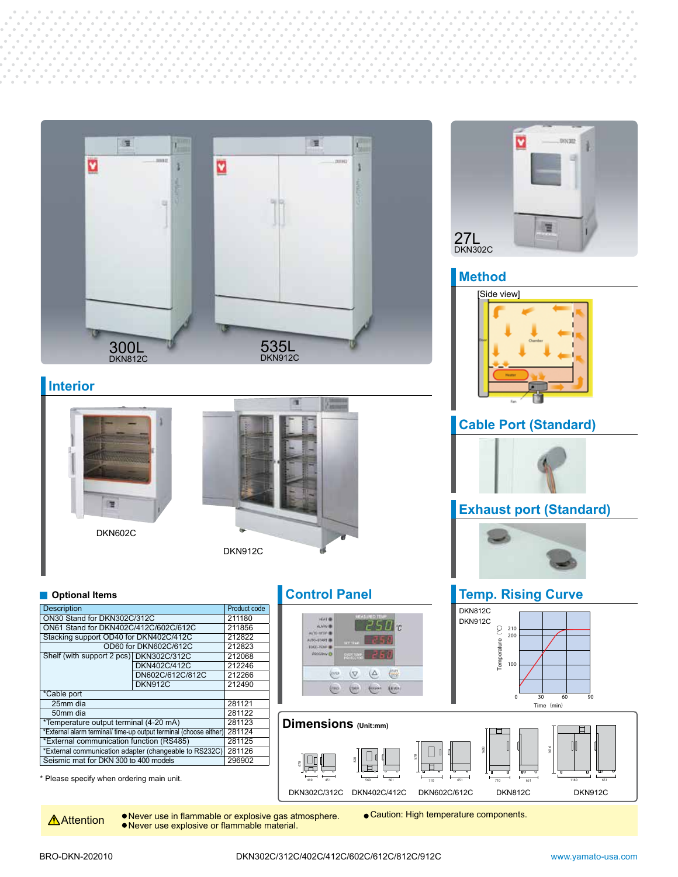300L
DKN812C

535L
DKN912C

27L
DKN302C

## Method

[Side view]

Door
Chamber
Heater
Fan

## Interior

DKN602C

DKN912C

## Cable Port (Standard)

## Exhaust port (Standard)

### Optional Items

| Description | | Product code |
|---|---|---|
| ON30 Stand for DKN302C/312C | | 211180 |
| ON61 Stand for DKN402C/412C/602C/612C | | 211856 |
| Stacking support OD40 for DKN402C/412C | | 212822 |
| OD60 for DKN602C/612C | | 212823 |
| Shelf (with support 2 pcs) | DKN302C/312C | 212068 |
| | DKN402C/412C | 212246 |
| | DN602C/612C/812C | 212266 |
| | DKN912C | 212490 |
| *Cable port | | |
| 25mm dia | | 281121 |
| 50mm dia | | 281122 |
| *Temperature output terminal (4-20 mA) | | 281123 |
| *External alarm terminal/ time-up output terminal (choose either) | | 281124 |
| *External communication function (RS485) | | 281125 |
| *External communication adapter (changeable to RS232C) | | 281126 |
| Seismic mat for DKN 300 to 400 models | | 296902 |

* Please specify when ordering main unit.

## Control Panel

HEAT
ALARM
AUTO-STOP
AUTO-START
FIXED-TEMP
PROGRAM
MEASURED TEMP
250 ℃
SET TEMP
250
OVER TEMP PROTECTOR
260

## Temp. Rising Curve

DKN812C
DKN912C

Temperature (℃)
210
200
100
0
30
60
90
Time (min)

## Dimensions (Unit:mm)

DKN302C/312C
DKN402C/412C
DKN602C/612C
DKN812C
DKN912C

⚠Attention

- Never use in flammable or explosive gas atmosphere.
- Never use explosive or flammable material.
- Caution: High temperature components.

BRO-DKN-202010

DKN302C/312C/402C/412C/602C/612C/812C/912C

www.yamato-usa.com